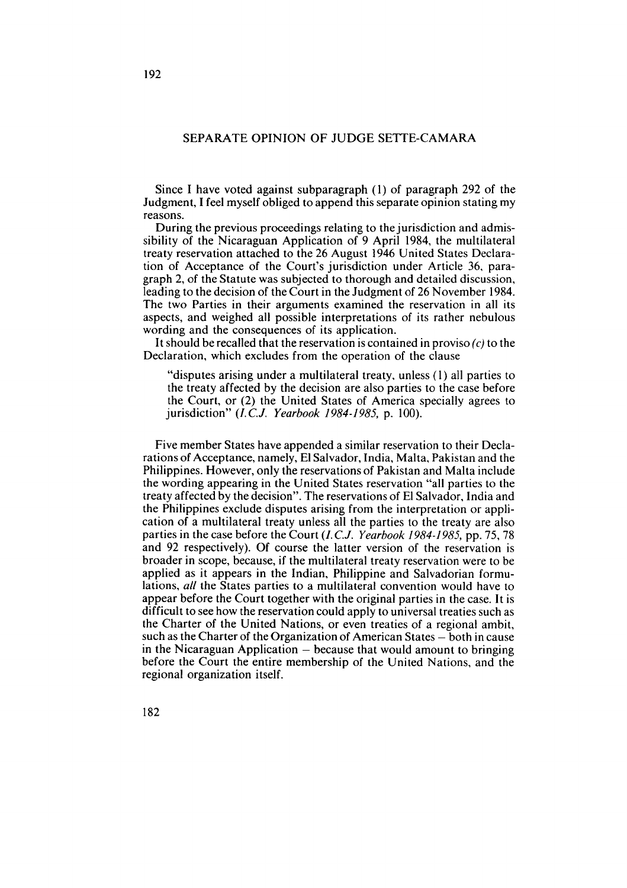# SEPARATE OPINION OF JUDGE SETTE-CAMARA

Since I have voted against subparagraph (1) of paragraph 292 of the Judgment, I feel myself obliged to append this separate opinion stating my reasons.

During the previous proceedings relating to the jurisdiction and admissibility of the Nicaraguan Application of 9 April 1984, the multilateral treaty reservation attached to the 26 August 1946 United States Declaration of Acceptance of the Court's jurisdiction under Article 36, paragraph 2, of the Statute was subjected to thorough and detailed discussion, leading to the decision of the Court in the Judgment of 26 November 1984. The two Parties in their arguments examined the reservation in all its aspects, and weighed all possible interpretations of its rather nebulous wording and the consequences of its application.

It should be recalled that the reservation is contained in proviso *(c)* to the Declaration, which excludes from the operation of the clause

> "disputes arising under a multilateral treaty, unless (1) all parties to the treaty affected by the decision are also parties to the case before the Court, or (2) the United States of America specially agrees to jurisdiction" (*I.C.J. Yearbook 1984-1985*, p. 100).

Five member States have appended a similar reservation to their Declarations of Acceptance, namely, El Salvador, India, Malta, Pakistan and the Philippines. However, only the reservations of Pakistan and Malta include the wording appearing in the United States reservation "all parties to the treaty affected by the decision". The reservations of El Salvador, India and the Philippines exclude disputes arising from the interpretation or application of a multilateral treaty unless all the parties to the treaty are also parties in the case before the Court (*I.C.J. Yearbook 1984-1985*, pp. 75, 78 and 92 respectively). Of course the latter version of the reservation is broader in scope, because, if the multilateral treaty reservation were to be applied as it appears in the Indian, Philippine and Salvadorian formulations, *all* the States parties to a multilateral convention would have to appear before the Court together with the original parties in the case. It is difficult to see how the reservation could apply to universal treaties such as the Charter of the United Nations, or even treaties of a regional ambit, such as the Charter of the Organization of American States – both in cause in the Nicaraguan Application – because that would amount to bringing before the Court the entire membership of the United Nations, and the regional organization itself.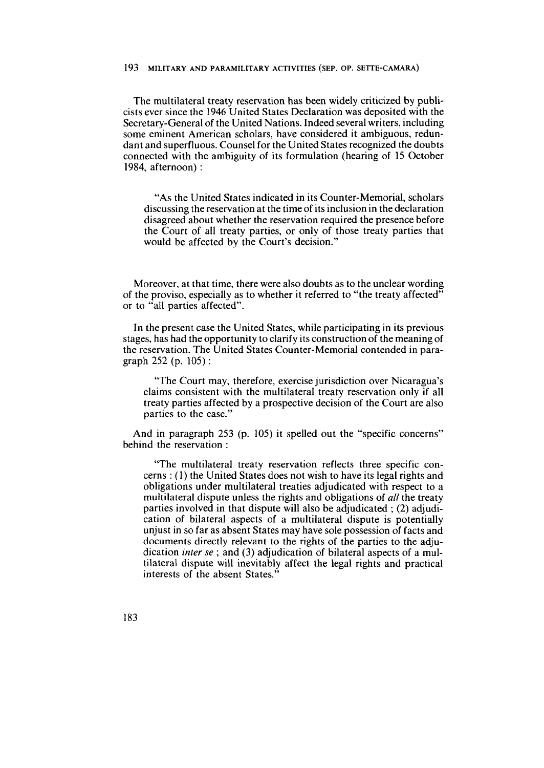The multilateral treaty reservation has been widely criticized by publicists ever since the 1946 United States Declaration was deposited with the Secretary-General of the United Nations. Indeed several writers, including some eminent American scholars, have considered it ambiguous, redundant and superfluous. Counsel for the United States recognized the doubts connected with the ambiguity of its formulation (hearing of 15 October 1984, afternoon) :

> "As the United States indicated in its Counter-Memorial, scholars discussing the reservation at the time of its inclusion in the declaration disagreed about whether the reservation required the presence before the Court of all treaty parties, or only of those treaty parties that would be affected by the Court's decision."

Moreover, at that time, there were also doubts as to the unclear wording of the proviso, especially as to whether it referred to "the treaty affected" or to "all parties affected".

In the present case the United States, while participating in its previous stages, has had the opportunity to clarify its construction of the meaning of the reservation. The United States Counter-Memorial contended in paragraph 252 (p. 105) :

> "The Court may, therefore, exercise jurisdiction over Nicaragua's claims consistent with the multilateral treaty reservation only if all treaty parties affected by a prospective decision of the Court are also parties to the case."

And in paragraph 253 (p. 105) it spelled out the "specific concerns" behind the reservation :

> "The multilateral treaty reservation reflects three specific concerns : (1) the United States does not wish to have its legal rights and obligations under multilateral treaties adjudicated with respect to a multilateral dispute unless the rights and obligations of *all* the treaty parties involved in that dispute will also be adjudicated ; (2) adjudication of bilateral aspects of a multilateral dispute is potentially unjust in so far as absent States may have sole possession of facts and documents directly relevant to the rights of the parties to the adjudication *inter se* ; and (3) adjudication of bilateral aspects of a multilateral dispute will inevitably affect the legal rights and practical interests of the absent States."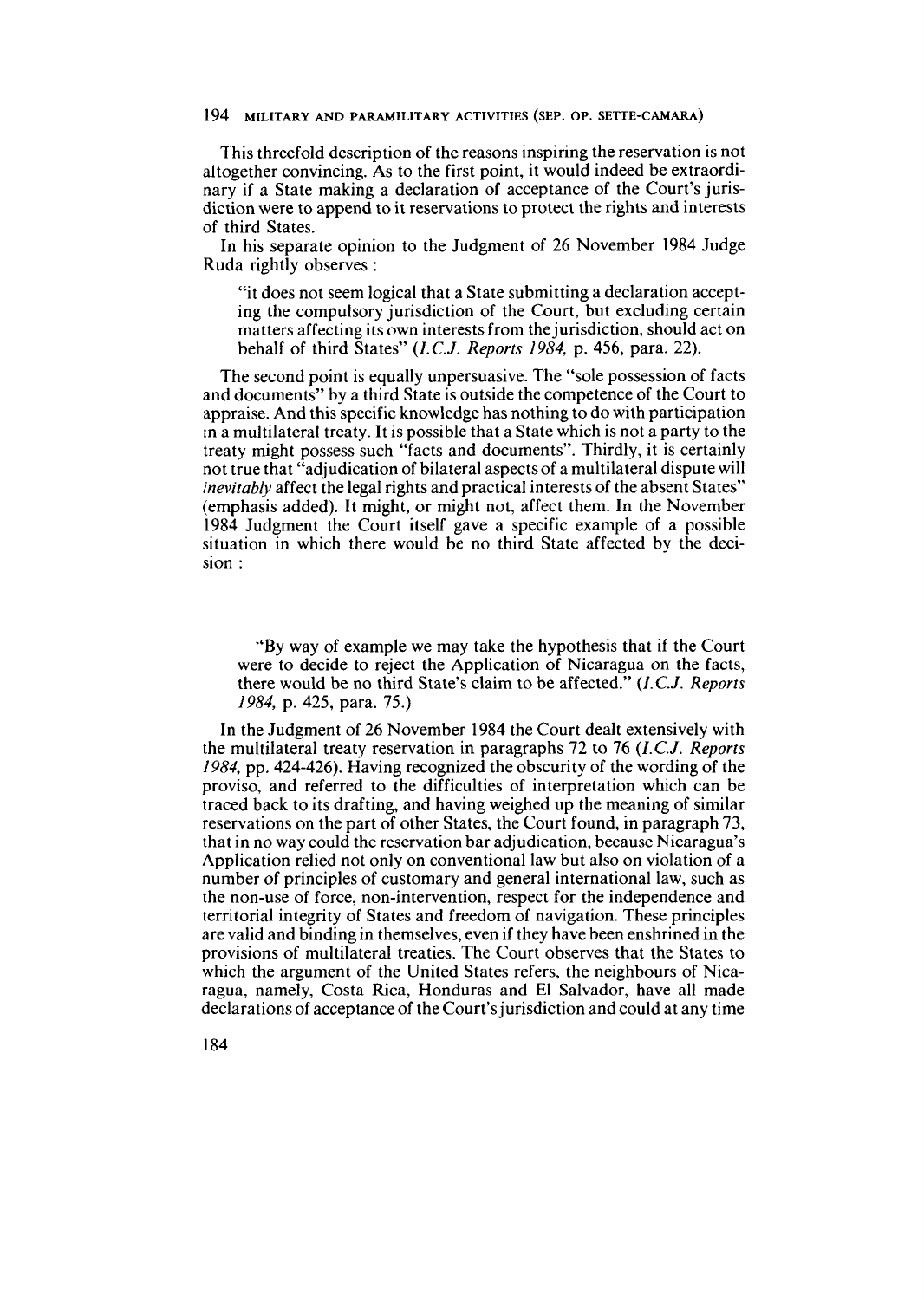This threefold description of the reasons inspiring the reservation is not altogether convincing. As to the first point, it would indeed be extraordinary if a State making a declaration of acceptance of the Court's jurisdiction were to append to it reservations to protect the rights and interests of third States.

In his separate opinion to the Judgment of 26 November 1984 Judge Ruda rightly observes :

> "it does not seem logical that a State submitting a declaration accepting the compulsory jurisdiction of the Court, but excluding certain matters affecting its own interests from the jurisdiction, should act on behalf of third States" (*I.C.J. Reports 1984*, p. 456, para. 22).

The second point is equally unpersuasive. The "sole possession of facts and documents" by a third State is outside the competence of the Court to appraise. And this specific knowledge has nothing to do with participation in a multilateral treaty. It is possible that a State which is not a party to the treaty might possess such "facts and documents". Thirdly, it is certainly not true that "adjudication of bilateral aspects of a multilateral dispute will *inevitably* affect the legal rights and practical interests of the absent States" (emphasis added). It might, or might not, affect them. In the November 1984 Judgment the Court itself gave a specific example of a possible situation in which there would be no third State affected by the decision :

> "By way of example we may take the hypothesis that if the Court were to decide to reject the Application of Nicaragua on the facts, there would be no third State's claim to be affected." (*I.C.J. Reports 1984*, p. 425, para. 75.)

In the Judgment of 26 November 1984 the Court dealt extensively with the multilateral treaty reservation in paragraphs 72 to 76 (*I.C.J. Reports 1984*, pp. 424-426). Having recognized the obscurity of the wording of the proviso, and referred to the difficulties of interpretation which can be traced back to its drafting, and having weighed up the meaning of similar reservations on the part of other States, the Court found, in paragraph 73, that in no way could the reservation bar adjudication, because Nicaragua's Application relied not only on conventional law but also on violation of a number of principles of customary and general international law, such as the non-use of force, non-intervention, respect for the independence and territorial integrity of States and freedom of navigation. These principles are valid and binding in themselves, even if they have been enshrined in the provisions of multilateral treaties. The Court observes that the States to which the argument of the United States refers, the neighbours of Nicaragua, namely, Costa Rica, Honduras and El Salvador, have all made declarations of acceptance of the Court's jurisdiction and could at any time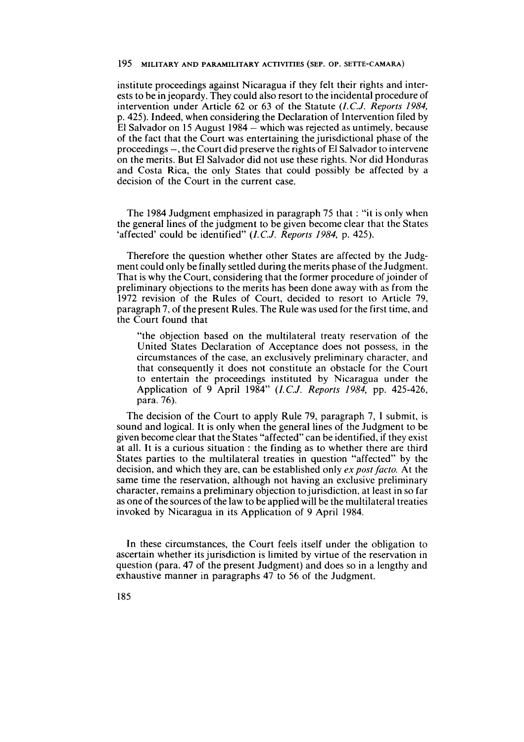institute proceedings against Nicaragua if they felt their rights and interests to be in jeopardy. They could also resort to the incidental procedure of intervention under Article 62 or 63 of the Statute (*I.C.J. Reports 1984*, p. 425). Indeed, when considering the Declaration of Intervention filed by El Salvador on 15 August 1984 – which was rejected as untimely, because of the fact that the Court was entertaining the jurisdictional phase of the proceedings –, the Court did preserve the rights of El Salvador to intervene on the merits. But El Salvador did not use these rights. Nor did Honduras and Costa Rica, the only States that could possibly be affected by a decision of the Court in the current case.

The 1984 Judgment emphasized in paragraph 75 that : "it is only when the general lines of the judgment to be given become clear that the States 'affected' could be identified" (*I.C.J. Reports 1984*, p. 425).

Therefore the question whether other States are affected by the Judgment could only be finally settled during the merits phase of the Judgment. That is why the Court, considering that the former procedure of joinder of preliminary objections to the merits has been done away with as from the 1972 revision of the Rules of Court, decided to resort to Article 79, paragraph 7, of the present Rules. The Rule was used for the first time, and the Court found that

> "the objection based on the multilateral treaty reservation of the United States Declaration of Acceptance does not possess, in the circumstances of the case, an exclusively preliminary character, and that consequently it does not constitute an obstacle for the Court to entertain the proceedings instituted by Nicaragua under the Application of 9 April 1984" (*I.C.J. Reports 1984*, pp. 425-426, para. 76).

The decision of the Court to apply Rule 79, paragraph 7, I submit, is sound and logical. It is only when the general lines of the Judgment to be given become clear that the States "affected" can be identified, if they exist at all. It is a curious situation : the finding as to whether there are third States parties to the multilateral treaties in question "affected" by the decision, and which they are, can be established only *ex post facto*. At the same time the reservation, although not having an exclusive preliminary character, remains a preliminary objection to jurisdiction, at least in so far as one of the sources of the law to be applied will be the multilateral treaties invoked by Nicaragua in its Application of 9 April 1984.

In these circumstances, the Court feels itself under the obligation to ascertain whether its jurisdiction is limited by virtue of the reservation in question (para. 47 of the present Judgment) and does so in a lengthy and exhaustive manner in paragraphs 47 to 56 of the Judgment.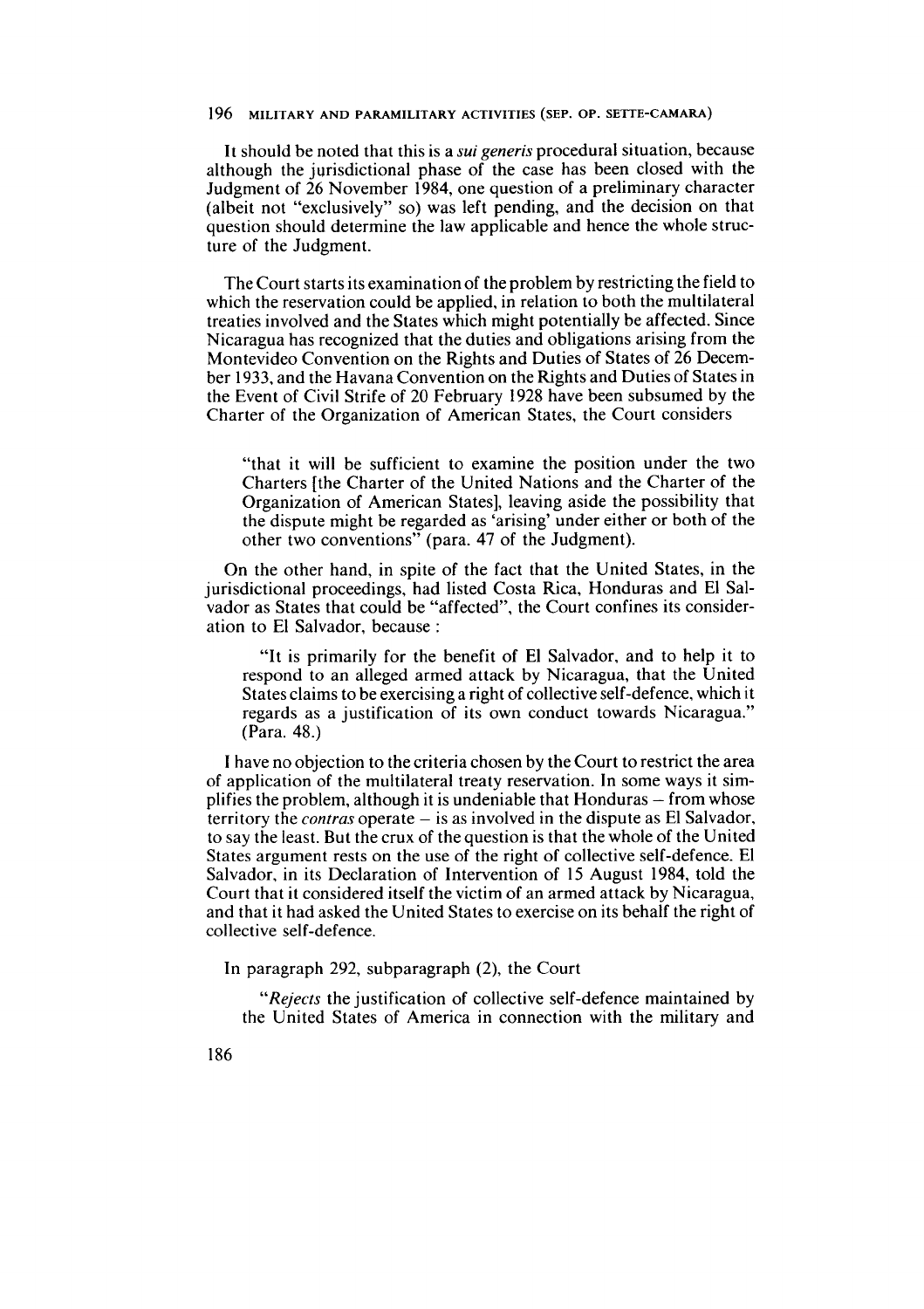It should be noted that this is a *sui generis* procedural situation, because although the jurisdictional phase of the case has been closed with the Judgment of 26 November 1984, one question of a preliminary character (albeit not "exclusively" so) was left pending, and the decision on that question should determine the law applicable and hence the whole structure of the Judgment.

The Court starts its examination of the problem by restricting the field to which the reservation could be applied, in relation to both the multilateral treaties involved and the States which might potentially be affected. Since Nicaragua has recognized that the duties and obligations arising from the Montevideo Convention on the Rights and Duties of States of 26 December 1933, and the Havana Convention on the Rights and Duties of States in the Event of Civil Strife of 20 February 1928 have been subsumed by the Charter of the Organization of American States, the Court considers

> "that it will be sufficient to examine the position under the two Charters [the Charter of the United Nations and the Charter of the Organization of American States], leaving aside the possibility that the dispute might be regarded as 'arising' under either or both of the other two conventions" (para. 47 of the Judgment).

On the other hand, in spite of the fact that the United States, in the jurisdictional proceedings, had listed Costa Rica, Honduras and El Salvador as States that could be "affected", the Court confines its consideration to El Salvador, because :

> "It is primarily for the benefit of El Salvador, and to help it to respond to an alleged armed attack by Nicaragua, that the United States claims to be exercising a right of collective self-defence, which it regards as a justification of its own conduct towards Nicaragua." (Para. 48.)

I have no objection to the criteria chosen by the Court to restrict the area of application of the multilateral treaty reservation. In some ways it simplifies the problem, although it is undeniable that Honduras – from whose territory the *contras* operate – is as involved in the dispute as El Salvador, to say the least. But the crux of the question is that the whole of the United States argument rests on the use of the right of collective self-defence. El Salvador, in its Declaration of Intervention of 15 August 1984, told the Court that it considered itself the victim of an armed attack by Nicaragua, and that it had asked the United States to exercise on its behalf the right of collective self-defence.

In paragraph 292, subparagraph (2), the Court

> "*Rejects* the justification of collective self-defence maintained by the United States of America in connection with the military and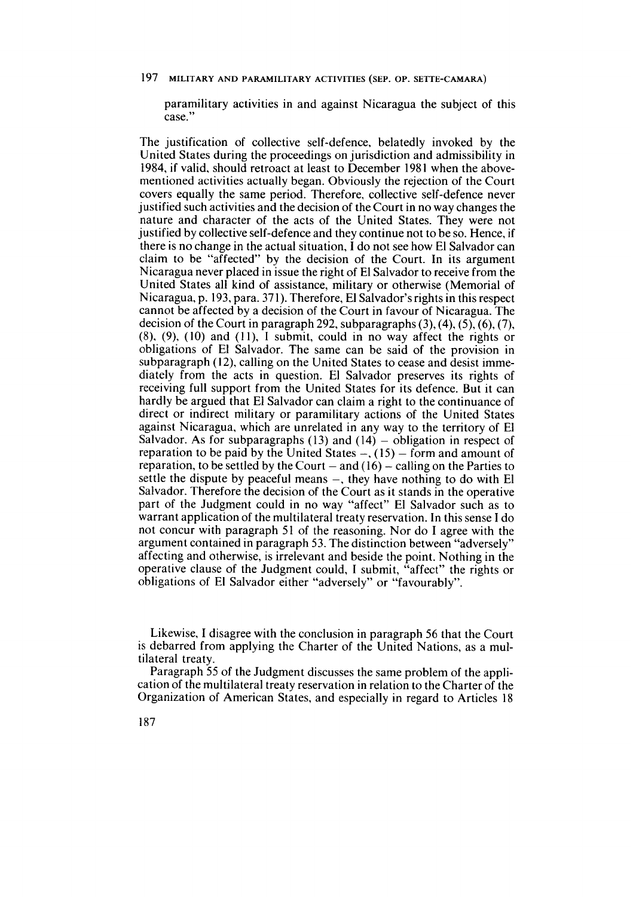paramilitary activities in and against Nicaragua the subject of this case."

The justification of collective self-defence, belatedly invoked by the United States during the proceedings on jurisdiction and admissibility in 1984, if valid, should retroact at least to December 1981 when the above-mentioned activities actually began. Obviously the rejection of the Court covers equally the same period. Therefore, collective self-defence never justified such activities and the decision of the Court in no way changes the nature and character of the acts of the United States. They were not justified by collective self-defence and they continue not to be so. Hence, if there is no change in the actual situation, I do not see how El Salvador can claim to be "affected" by the decision of the Court. In its argument Nicaragua never placed in issue the right of El Salvador to receive from the United States all kind of assistance, military or otherwise (Memorial of Nicaragua, p. 193, para. 371). Therefore, El Salvador's rights in this respect cannot be affected by a decision of the Court in favour of Nicaragua. The decision of the Court in paragraph 292, subparagraphs (3), (4), (5), (6), (7), (8), (9), (10) and (11), I submit, could in no way affect the rights or obligations of El Salvador. The same can be said of the provision in subparagraph (12), calling on the United States to cease and desist immediately from the acts in question. El Salvador preserves its rights of receiving full support from the United States for its defence. But it can hardly be argued that El Salvador can claim a right to the continuance of direct or indirect military or paramilitary actions of the United States against Nicaragua, which are unrelated in any way to the territory of El Salvador. As for subparagraphs (13) and (14) – obligation in respect of reparation to be paid by the United States –, (15) – form and amount of reparation, to be settled by the Court – and (16) – calling on the Parties to settle the dispute by peaceful means –, they have nothing to do with El Salvador. Therefore the decision of the Court as it stands in the operative part of the Judgment could in no way "affect" El Salvador such as to warrant application of the multilateral treaty reservation. In this sense I do not concur with paragraph 51 of the reasoning. Nor do I agree with the argument contained in paragraph 53. The distinction between "adversely" affecting and otherwise, is irrelevant and beside the point. Nothing in the operative clause of the Judgment could, I submit, "affect" the rights or obligations of El Salvador either "adversely" or "favourably".

Likewise, I disagree with the conclusion in paragraph 56 that the Court is debarred from applying the Charter of the United Nations, as a multilateral treaty.

Paragraph 55 of the Judgment discusses the same problem of the application of the multilateral treaty reservation in relation to the Charter of the Organization of American States, and especially in regard to Articles 18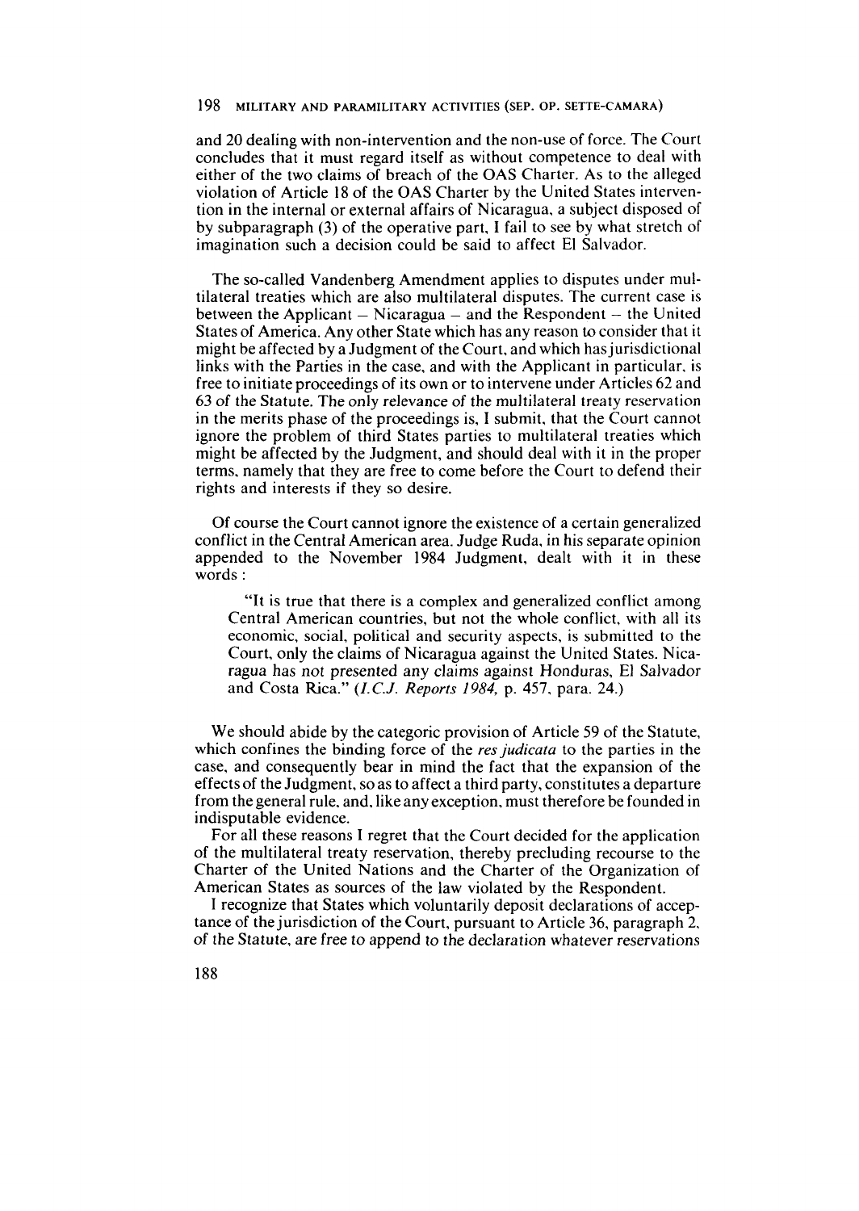and 20 dealing with non-intervention and the non-use of force. The Court concludes that it must regard itself as without competence to deal with either of the two claims of breach of the OAS Charter. As to the alleged violation of Article 18 of the OAS Charter by the United States intervention in the internal or external affairs of Nicaragua, a subject disposed of by subparagraph (3) of the operative part, I fail to see by what stretch of imagination such a decision could be said to affect El Salvador.

The so-called Vandenberg Amendment applies to disputes under multilateral treaties which are also multilateral disputes. The current case is between the Applicant – Nicaragua – and the Respondent – the United States of America. Any other State which has any reason to consider that it might be affected by a Judgment of the Court, and which has jurisdictional links with the Parties in the case, and with the Applicant in particular, is free to initiate proceedings of its own or to intervene under Articles 62 and 63 of the Statute. The only relevance of the multilateral treaty reservation in the merits phase of the proceedings is, I submit, that the Court cannot ignore the problem of third States parties to multilateral treaties which might be affected by the Judgment, and should deal with it in the proper terms, namely that they are free to come before the Court to defend their rights and interests if they so desire.

Of course the Court cannot ignore the existence of a certain generalized conflict in the Central American area. Judge Ruda, in his separate opinion appended to the November 1984 Judgment, dealt with it in these words:

> "It is true that there is a complex and generalized conflict among Central American countries, but not the whole conflict, with all its economic, social, political and security aspects, is submitted to the Court, only the claims of Nicaragua against the United States. Nicaragua has not presented any claims against Honduras, El Salvador and Costa Rica." (*I.C.J. Reports 1984*, p. 457, para. 24.)

We should abide by the categoric provision of Article 59 of the Statute, which confines the binding force of the *res judicata* to the parties in the case, and consequently bear in mind the fact that the expansion of the effects of the Judgment, so as to affect a third party, constitutes a departure from the general rule, and, like any exception, must therefore be founded in indisputable evidence.

For all these reasons I regret that the Court decided for the application of the multilateral treaty reservation, thereby precluding recourse to the Charter of the United Nations and the Charter of the Organization of American States as sources of the law violated by the Respondent.

I recognize that States which voluntarily deposit declarations of acceptance of the jurisdiction of the Court, pursuant to Article 36, paragraph 2, of the Statute, are free to append to the declaration whatever reservations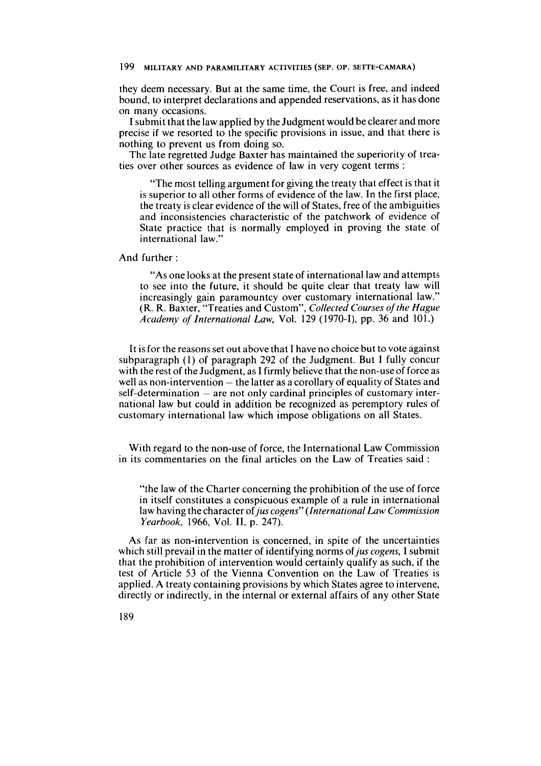they deem necessary. But at the same time, the Court is free, and indeed bound, to interpret declarations and appended reservations, as it has done on many occasions.

I submit that the law applied by the Judgment would be clearer and more precise if we resorted to the specific provisions in issue, and that there is nothing to prevent us from doing so.

The late regretted Judge Baxter has maintained the superiority of treaties over other sources as evidence of law in very cogent terms :

> "The most telling argument for giving the treaty that effect is that it is superior to all other forms of evidence of the law. In the first place, the treaty is clear evidence of the will of States, free of the ambiguities and inconsistencies characteristic of the patchwork of evidence of State practice that is normally employed in proving the state of international law."

And further :

> "As one looks at the present state of international law and attempts to see into the future, it should be quite clear that treaty law will increasingly gain paramountcy over customary international law." (R. R. Baxter, "Treaties and Custom", *Collected Courses of the Hague Academy of International Law,* Vol. 129 (1970-I), pp. 36 and 101.)

It is for the reasons set out above that I have no choice but to vote against subparagraph (1) of paragraph 292 of the Judgment. But I fully concur with the rest of the Judgment, as I firmly believe that the non-use of force as well as non-intervention – the latter as a corollary of equality of States and self-determination – are not only cardinal principles of customary international law but could in addition be recognized as peremptory rules of customary international law which impose obligations on all States.

With regard to the non-use of force, the International Law Commission in its commentaries on the final articles on the Law of Treaties said :

> "the law of the Charter concerning the prohibition of the use of force in itself constitutes a conspicuous example of a rule in international law having the character of *jus cogens*" (*International Law Commission Yearbook,* 1966, Vol. II, p. 247).

As far as non-intervention is concerned, in spite of the uncertainties which still prevail in the matter of identifying norms of *jus cogens,* I submit that the prohibition of intervention would certainly qualify as such, if the test of Article 53 of the Vienna Convention on the Law of Treaties is applied. A treaty containing provisions by which States agree to intervene, directly or indirectly, in the internal or external affairs of any other State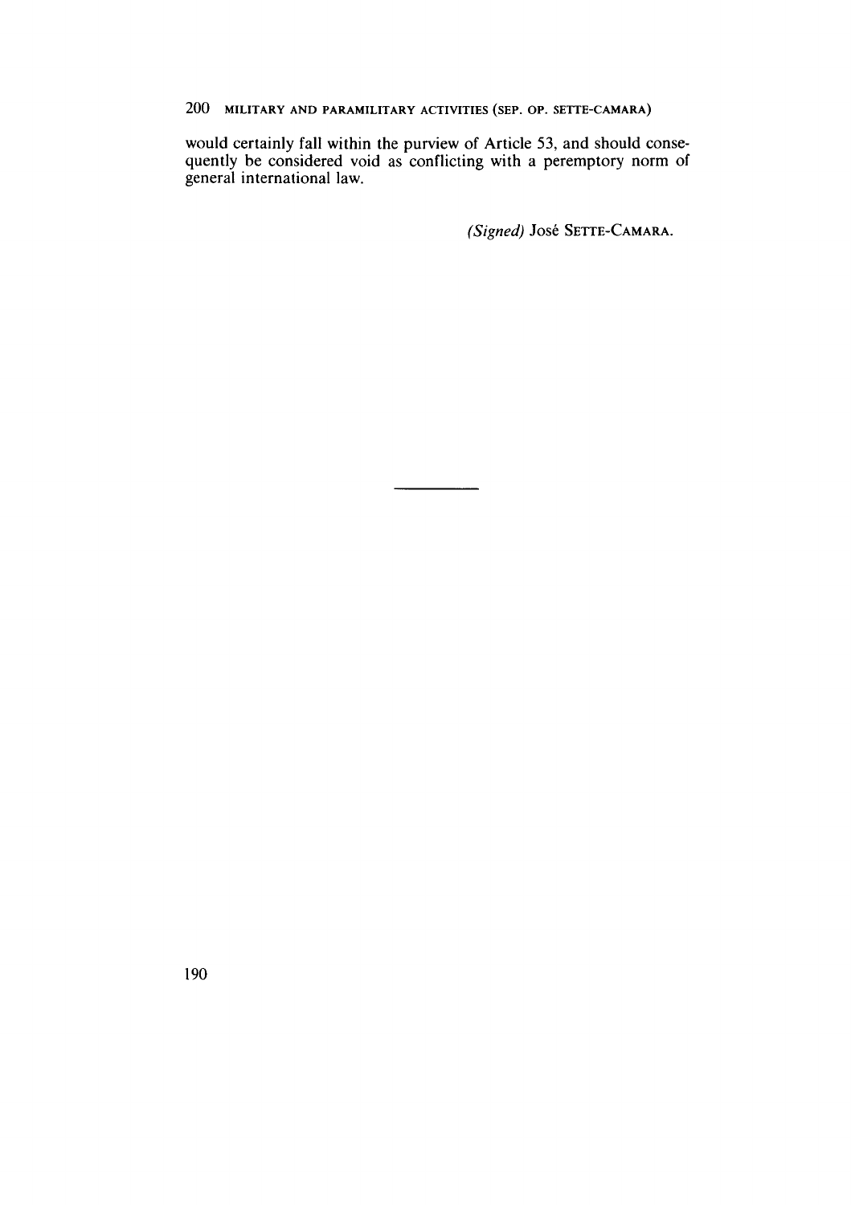would certainly fall within the purview of Article 53, and should consequently be considered void as conflicting with a peremptory norm of general international law.

*(Signed)* José SETTE-CAMARA.